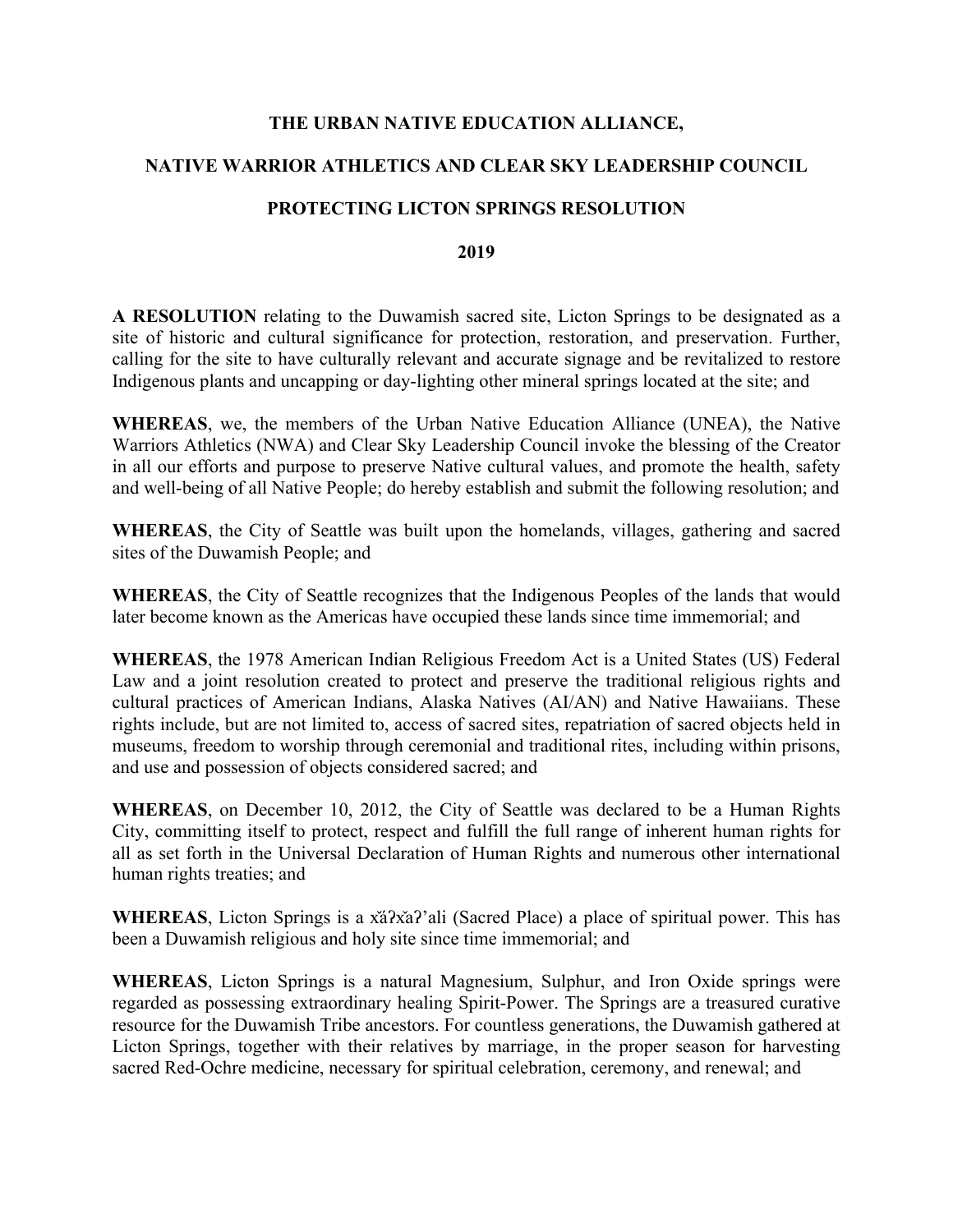# THE URBAN NATIVE EDUCATION ALLIANCE,

# NATIVE WARRIOR ATHLETICS AND CLEAR SKY LEADERSHIP COUNCIL

# PROTECTING LICTON SPRINGS RESOLUTION

# 2019

**A RESOLUTION** relating to the Duwamish sacred site, Licton Springs to be designated as a site of historic and cultural significance for protection, restoration, and preservation. Further, calling for the site to have culturally relevant and accurate signage and be revitalized to restore Indigenous plants and uncapping or day-lighting other mineral springs located at the site; and

**WHEREAS**, we, the members of the Urban Native Education Alliance (UNEA), the Native Warriors Athletics (NWA) and Clear Sky Leadership Council invoke the blessing of the Creator in all our efforts and purpose to preserve Native cultural values, and promote the health, safety and well-being of all Native People; do hereby establish and submit the following resolution; and

**WHEREAS**, the City of Seattle was built upon the homelands, villages, gathering and sacred sites of the Duwamish People; and

**WHEREAS**, the City of Seattle recognizes that the Indigenous Peoples of the lands that would later become known as the Americas have occupied these lands since time immemorial; and

**WHEREAS**, the 1978 American Indian Religious Freedom Act is a United States (US) Federal Law and a joint resolution created to protect and preserve the traditional religious rights and cultural practices of American Indians, Alaska Natives (AI/AN) and Native Hawaiians. These rights include, but are not limited to, access of sacred sites, repatriation of sacred objects held in museums, freedom to worship through ceremonial and traditional rites, including within prisons, and use and possession of objects considered sacred; and

**WHEREAS**, on December 10, 2012, the City of Seattle was declared to be a Human Rights City, committing itself to protect, respect and fulfill the full range of inherent human rights for all as set forth in the Universal Declaration of Human Rights and numerous other international human rights treaties; and

**WHEREAS**, Licton Springs is a x̌ǎʔx̌aʔ'ali (Sacred Place) a place of spiritual power. This has been a Duwamish religious and holy site since time immemorial; and

**WHEREAS**, Licton Springs is a natural Magnesium, Sulphur, and Iron Oxide springs were regarded as possessing extraordinary healing Spirit-Power. The Springs are a treasured curative resource for the Duwamish Tribe ancestors. For countless generations, the Duwamish gathered at Licton Springs, together with their relatives by marriage, in the proper season for harvesting sacred Red-Ochre medicine, necessary for spiritual celebration, ceremony, and renewal; and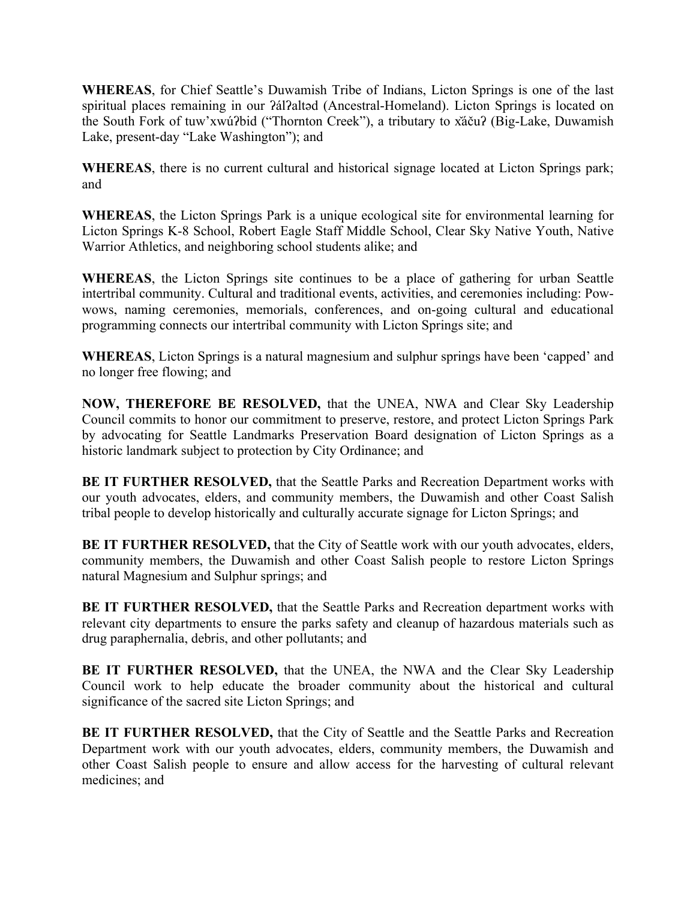**WHEREAS**, for Chief Seattle's Duwamish Tribe of Indians, Licton Springs is one of the last spiritual places remaining in our ʔálʔaltəd (Ancestral-Homeland). Licton Springs is located on the South Fork of tuw'xwúʔbid ("Thornton Creek"), a tributary to x̌ǎčuʔ (Big-Lake, Duwamish Lake, present-day "Lake Washington"); and

**WHEREAS**, there is no current cultural and historical signage located at Licton Springs park; and

**WHEREAS**, the Licton Springs Park is a unique ecological site for environmental learning for Licton Springs K-8 School, Robert Eagle Staff Middle School, Clear Sky Native Youth, Native Warrior Athletics, and neighboring school students alike; and

**WHEREAS**, the Licton Springs site continues to be a place of gathering for urban Seattle intertribal community. Cultural and traditional events, activities, and ceremonies including: Pow-wows, naming ceremonies, memorials, conferences, and on-going cultural and educational programming connects our intertribal community with Licton Springs site; and

**WHEREAS**, Licton Springs is a natural magnesium and sulphur springs have been 'capped' and no longer free flowing; and

**NOW, THEREFORE BE RESOLVED,** that the UNEA, NWA and Clear Sky Leadership Council commits to honor our commitment to preserve, restore, and protect Licton Springs Park by advocating for Seattle Landmarks Preservation Board designation of Licton Springs as a historic landmark subject to protection by City Ordinance; and

**BE IT FURTHER RESOLVED,** that the Seattle Parks and Recreation Department works with our youth advocates, elders, and community members, the Duwamish and other Coast Salish tribal people to develop historically and culturally accurate signage for Licton Springs; and

**BE IT FURTHER RESOLVED,** that the City of Seattle work with our youth advocates, elders, community members, the Duwamish and other Coast Salish people to restore Licton Springs natural Magnesium and Sulphur springs; and

**BE IT FURTHER RESOLVED,** that the Seattle Parks and Recreation department works with relevant city departments to ensure the parks safety and cleanup of hazardous materials such as drug paraphernalia, debris, and other pollutants; and

**BE IT FURTHER RESOLVED,** that the UNEA, the NWA and the Clear Sky Leadership Council work to help educate the broader community about the historical and cultural significance of the sacred site Licton Springs; and

**BE IT FURTHER RESOLVED,** that the City of Seattle and the Seattle Parks and Recreation Department work with our youth advocates, elders, community members, the Duwamish and other Coast Salish people to ensure and allow access for the harvesting of cultural relevant medicines; and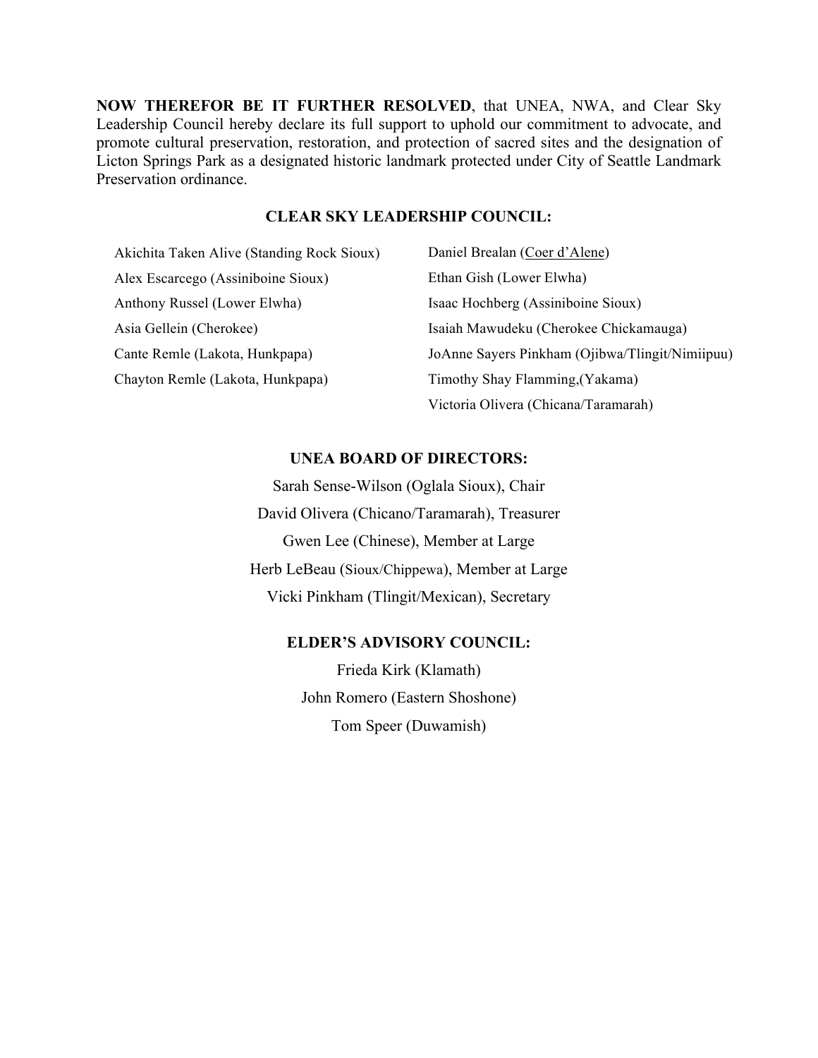**NOW THEREFOR BE IT FURTHER RESOLVED**, that UNEA, NWA, and Clear Sky Leadership Council hereby declare its full support to uphold our commitment to advocate, and promote cultural preservation, restoration, and protection of sacred sites and the designation of Licton Springs Park as a designated historic landmark protected under City of Seattle Landmark Preservation ordinance.

**CLEAR SKY LEADERSHIP COUNCIL:**

Akichita Taken Alive (Standing Rock Sioux)
Alex Escarcego (Assiniboine Sioux)
Anthony Russel (Lower Elwha)
Asia Gellein (Cherokee)
Cante Remle (Lakota, Hunkpapa)
Chayton Remle (Lakota, Hunkpapa)
Daniel Brealan (Coer d'Alene)
Ethan Gish (Lower Elwha)
Isaac Hochberg (Assiniboine Sioux)
Isaiah Mawudeku (Cherokee Chickamauga)
JoAnne Sayers Pinkham (Ojibwa/Tlingit/Nimiipuu)
Timothy Shay Flamming,(Yakama)
Victoria Olivera (Chicana/Taramarah)

**UNEA BOARD OF DIRECTORS:**

Sarah Sense-Wilson (Oglala Sioux), Chair
David Olivera (Chicano/Taramarah), Treasurer
Gwen Lee (Chinese), Member at Large
Herb LeBeau (Sioux/Chippewa), Member at Large
Vicki Pinkham (Tlingit/Mexican), Secretary

**ELDER'S ADVISORY COUNCIL:**

Frieda Kirk (Klamath)
John Romero (Eastern Shoshone)
Tom Speer (Duwamish)